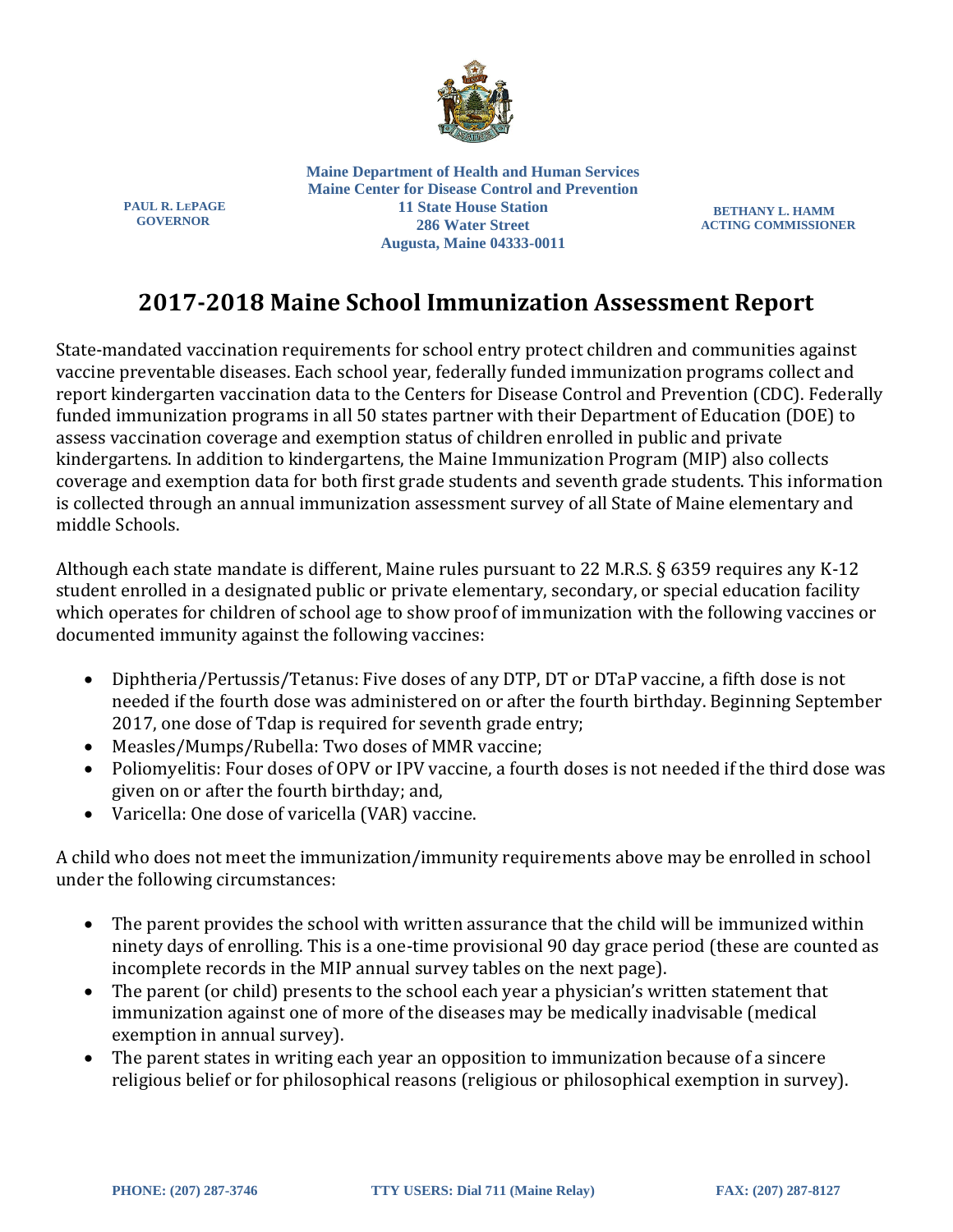PAUL R. LEPAGE
GOVERNOR

**Maine Department of Health and Human Services**
**Maine Center for Disease Control and Prevention**
**11 State House Station**
**286 Water Street**
**Augusta, Maine 04333-0011**

BETHANY L. HAMM
ACTING COMMISSIONER

# 2017-2018 Maine School Immunization Assessment Report

State-mandated vaccination requirements for school entry protect children and communities against vaccine preventable diseases. Each school year, federally funded immunization programs collect and report kindergarten vaccination data to the Centers for Disease Control and Prevention (CDC). Federally funded immunization programs in all 50 states partner with their Department of Education (DOE) to assess vaccination coverage and exemption status of children enrolled in public and private kindergartens. In addition to kindergartens, the Maine Immunization Program (MIP) also collects coverage and exemption data for both first grade students and seventh grade students. This information is collected through an annual immunization assessment survey of all State of Maine elementary and middle Schools.

Although each state mandate is different, Maine rules pursuant to 22 M.R.S. § 6359 requires any K-12 student enrolled in a designated public or private elementary, secondary, or special education facility which operates for children of school age to show proof of immunization with the following vaccines or documented immunity against the following vaccines:

- Diphtheria/Pertussis/Tetanus: Five doses of any DTP, DT or DTaP vaccine, a fifth dose is not needed if the fourth dose was administered on or after the fourth birthday. Beginning September 2017, one dose of Tdap is required for seventh grade entry;
- Measles/Mumps/Rubella: Two doses of MMR vaccine;
- Poliomyelitis: Four doses of OPV or IPV vaccine, a fourth doses is not needed if the third dose was given on or after the fourth birthday; and,
- Varicella: One dose of varicella (VAR) vaccine.

A child who does not meet the immunization/immunity requirements above may be enrolled in school under the following circumstances:

- The parent provides the school with written assurance that the child will be immunized within ninety days of enrolling. This is a one-time provisional 90 day grace period (these are counted as incomplete records in the MIP annual survey tables on the next page).
- The parent (or child) presents to the school each year a physician's written statement that immunization against one of more of the diseases may be medically inadvisable (medical exemption in annual survey).
- The parent states in writing each year an opposition to immunization because of a sincere religious belief or for philosophical reasons (religious or philosophical exemption in survey).

PHONE: (207) 287-3746 TTY USERS: Dial 711 (Maine Relay) FAX: (207) 287-8127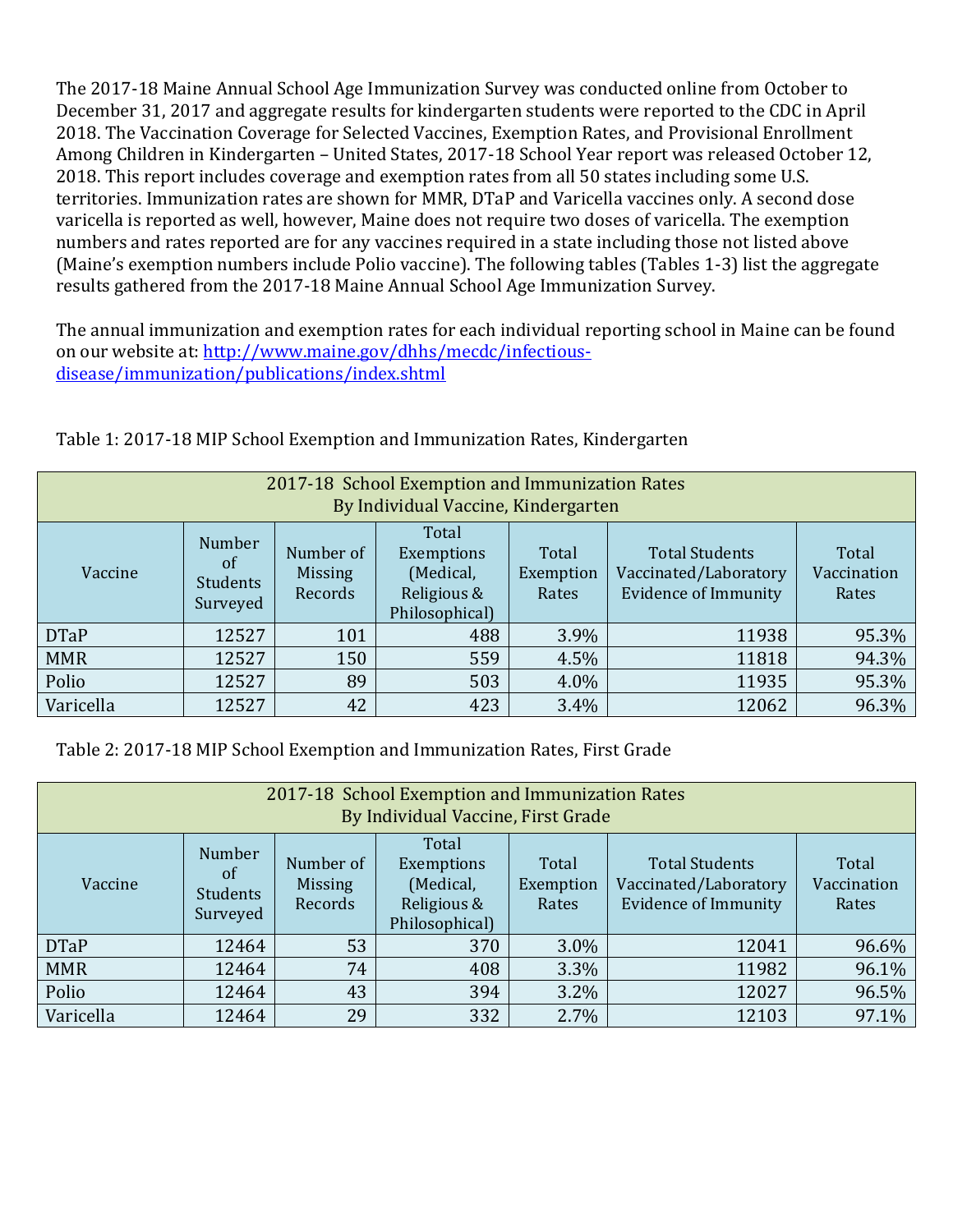The 2017-18 Maine Annual School Age Immunization Survey was conducted online from October to December 31, 2017 and aggregate results for kindergarten students were reported to the CDC in April 2018. The Vaccination Coverage for Selected Vaccines, Exemption Rates, and Provisional Enrollment Among Children in Kindergarten – United States, 2017-18 School Year report was released October 12, 2018. This report includes coverage and exemption rates from all 50 states including some U.S. territories. Immunization rates are shown for MMR, DTaP and Varicella vaccines only. A second dose varicella is reported as well, however, Maine does not require two doses of varicella. The exemption numbers and rates reported are for any vaccines required in a state including those not listed above (Maine's exemption numbers include Polio vaccine). The following tables (Tables 1-3) list the aggregate results gathered from the 2017-18 Maine Annual School Age Immunization Survey.

The annual immunization and exemption rates for each individual reporting school in Maine can be found on our website at: http://www.maine.gov/dhhs/mecdc/infectious-disease/immunization/publications/index.shtml

Table 1: 2017-18 MIP School Exemption and Immunization Rates, Kindergarten

| 2017-18 School Exemption and Immunization Rates By Individual Vaccine, Kindergarten | | | | | | |
|---|---|---|---|---|---|---|
| Vaccine | Number of Students Surveyed | Number of Missing Records | Total Exemptions (Medical, Religious & Philosophical) | Total Exemption Rates | Total Students Vaccinated/Laboratory Evidence of Immunity | Total Vaccination Rates |
| DTaP | 12527 | 101 | 488 | 3.9% | 11938 | 95.3% |
| MMR | 12527 | 150 | 559 | 4.5% | 11818 | 94.3% |
| Polio | 12527 | 89 | 503 | 4.0% | 11935 | 95.3% |
| Varicella | 12527 | 42 | 423 | 3.4% | 12062 | 96.3% |

Table 2: 2017-18 MIP School Exemption and Immunization Rates, First Grade

| 2017-18 School Exemption and Immunization Rates By Individual Vaccine, First Grade | | | | | | |
|---|---|---|---|---|---|---|
| Vaccine | Number of Students Surveyed | Number of Missing Records | Total Exemptions (Medical, Religious & Philosophical) | Total Exemption Rates | Total Students Vaccinated/Laboratory Evidence of Immunity | Total Vaccination Rates |
| DTaP | 12464 | 53 | 370 | 3.0% | 12041 | 96.6% |
| MMR | 12464 | 74 | 408 | 3.3% | 11982 | 96.1% |
| Polio | 12464 | 43 | 394 | 3.2% | 12027 | 96.5% |
| Varicella | 12464 | 29 | 332 | 2.7% | 12103 | 97.1% |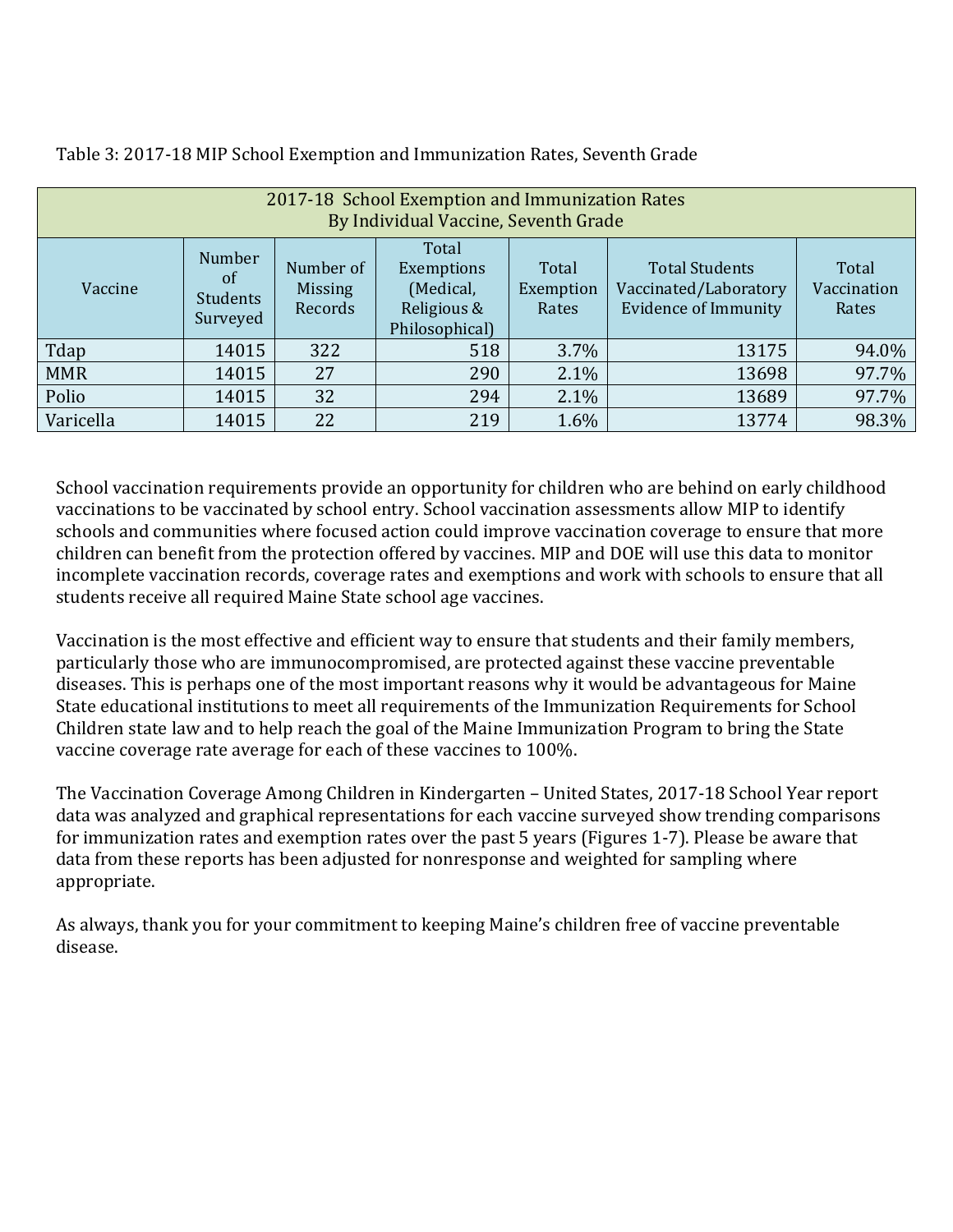Table 3: 2017-18 MIP School Exemption and Immunization Rates, Seventh Grade

| 2017-18 School Exemption and Immunization Rates By Individual Vaccine, Seventh Grade | | | | | | |
|---|---|---|---|---|---|---|
| Vaccine | Number of Students Surveyed | Number of Missing Records | Total Exemptions (Medical, Religious & Philosophical) | Total Exemption Rates | Total Students Vaccinated/Laboratory Evidence of Immunity | Total Vaccination Rates |
| Tdap | 14015 | 322 | 518 | 3.7% | 13175 | 94.0% |
| MMR | 14015 | 27 | 290 | 2.1% | 13698 | 97.7% |
| Polio | 14015 | 32 | 294 | 2.1% | 13689 | 97.7% |
| Varicella | 14015 | 22 | 219 | 1.6% | 13774 | 98.3% |

School vaccination requirements provide an opportunity for children who are behind on early childhood vaccinations to be vaccinated by school entry. School vaccination assessments allow MIP to identify schools and communities where focused action could improve vaccination coverage to ensure that more children can benefit from the protection offered by vaccines. MIP and DOE will use this data to monitor incomplete vaccination records, coverage rates and exemptions and work with schools to ensure that all students receive all required Maine State school age vaccines.

Vaccination is the most effective and efficient way to ensure that students and their family members, particularly those who are immunocompromised, are protected against these vaccine preventable diseases. This is perhaps one of the most important reasons why it would be advantageous for Maine State educational institutions to meet all requirements of the Immunization Requirements for School Children state law and to help reach the goal of the Maine Immunization Program to bring the State vaccine coverage rate average for each of these vaccines to 100%.

The Vaccination Coverage Among Children in Kindergarten – United States, 2017-18 School Year report data was analyzed and graphical representations for each vaccine surveyed show trending comparisons for immunization rates and exemption rates over the past 5 years (Figures 1-7). Please be aware that data from these reports has been adjusted for nonresponse and weighted for sampling where appropriate.

As always, thank you for your commitment to keeping Maine's children free of vaccine preventable disease.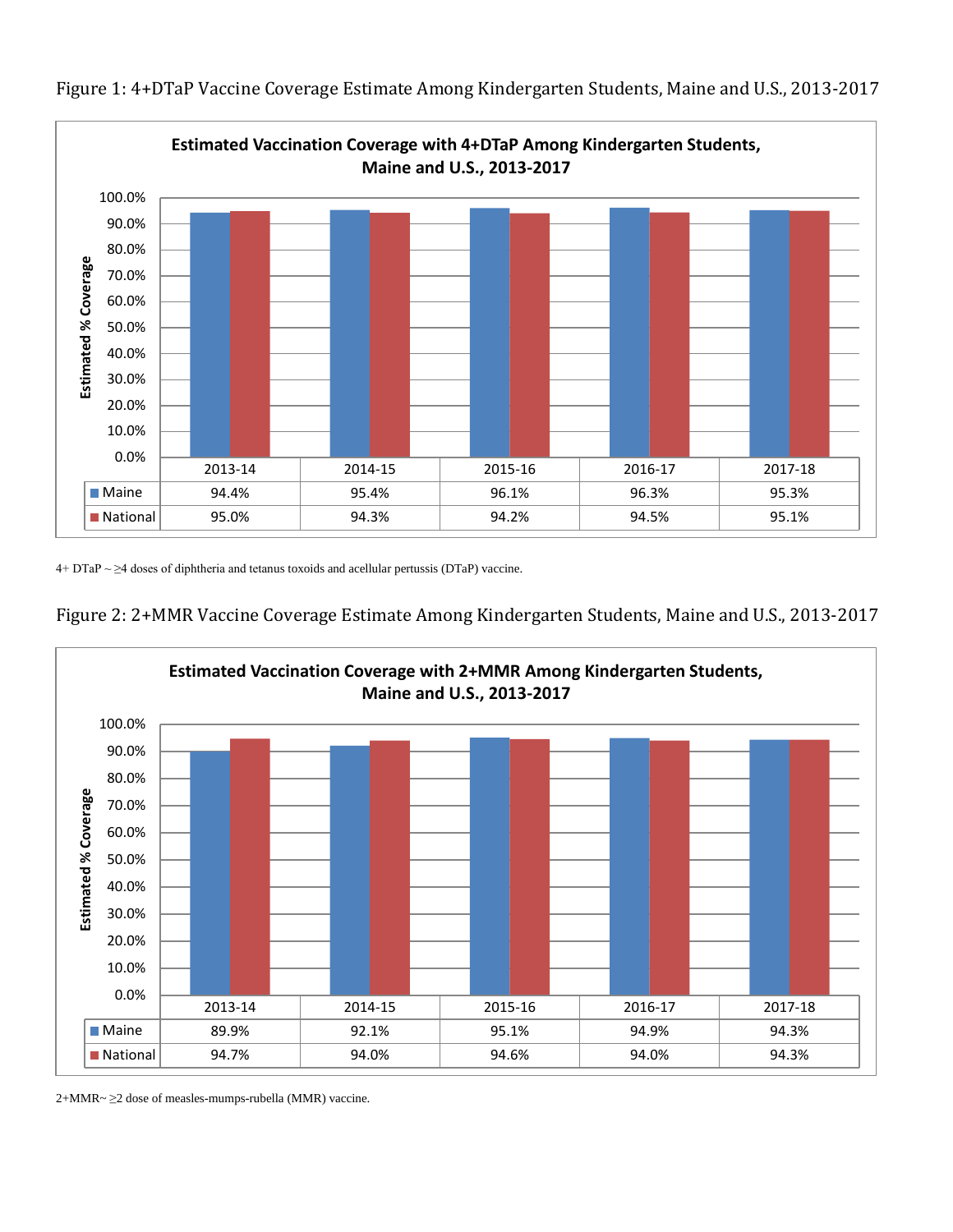Figure 1: 4+DTaP Vaccine Coverage Estimate Among Kindergarten Students, Maine and U.S., 2013-2017

**Estimated Vaccination Coverage with 4+DTaP Among Kindergarten Students, Maine and U.S., 2013-2017**

Estimated % Coverage

100.0%
90.0%
80.0%
70.0%
60.0%
50.0%
40.0%
30.0%
20.0%
10.0%
0.0%

2013-14 2014-15 2015-16 2016-17 2017-18

Maine 94.4% 95.4% 96.1% 96.3% 95.3%

National 95.0% 94.3% 94.2% 94.5% 95.1%

4+ DTaP ~ ≥4 doses of diphtheria and tetanus toxoids and acellular pertussis (DTaP) vaccine.

Figure 2: 2+MMR Vaccine Coverage Estimate Among Kindergarten Students, Maine and U.S., 2013-2017

**Estimated Vaccination Coverage with 2+MMR Among Kindergarten Students, Maine and U.S., 2013-2017**

Estimated % Coverage

100.0%
90.0%
80.0%
70.0%
60.0%
50.0%
40.0%
30.0%
20.0%
10.0%
0.0%

2013-14 2014-15 2015-16 2016-17 2017-18

Maine 89.9% 92.1% 95.1% 94.9% 94.3%

National 94.7% 94.0% 94.6% 94.0% 94.3%

2+MMR~ ≥2 dose of measles-mumps-rubella (MMR) vaccine.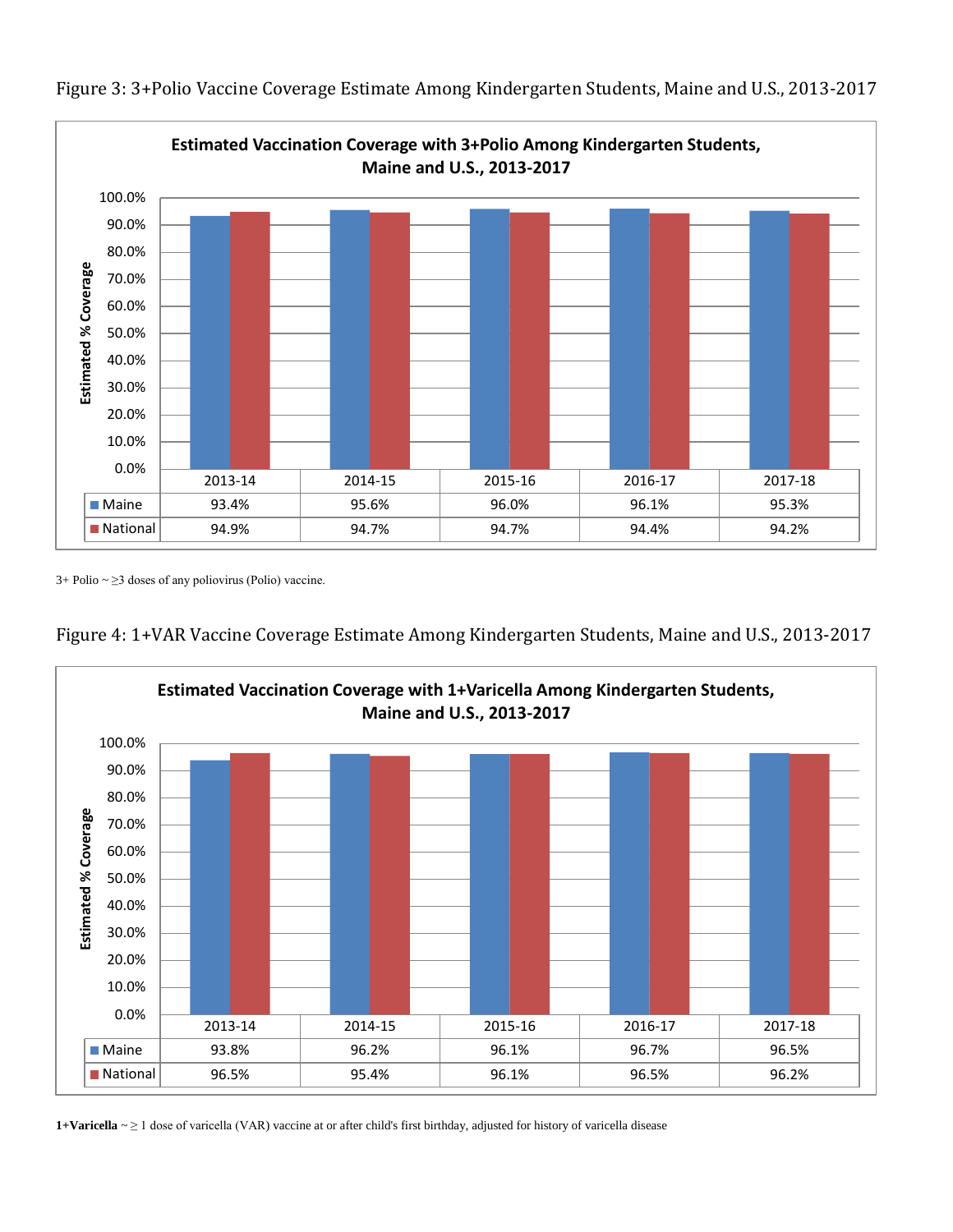Figure 3: 3+Polio Vaccine Coverage Estimate Among Kindergarten Students, Maine and U.S., 2013-2017

Estimated Vaccination Coverage with 3+Polio Among Kindergarten Students, Maine and U.S., 2013-2017

Estimated % Coverage

100.0%
90.0%
80.0%
70.0%
60.0%
50.0%
40.0%
30.0%
20.0%
10.0%
0.0%

2013-14 2014-15 2015-16 2016-17 2017-18

Maine 93.4% 95.6% 96.0% 96.1% 95.3%

National 94.9% 94.7% 94.7% 94.4% 94.2%

3+ Polio ~ ≥3 doses of any poliovirus (Polio) vaccine.

Figure 4: 1+VAR Vaccine Coverage Estimate Among Kindergarten Students, Maine and U.S., 2013-2017

Estimated Vaccination Coverage with 1+Varicella Among Kindergarten Students, Maine and U.S., 2013-2017

Estimated % Coverage

100.0%
90.0%
80.0%
70.0%
60.0%
50.0%
40.0%
30.0%
20.0%
10.0%
0.0%

2013-14 2014-15 2015-16 2016-17 2017-18

Maine 93.8% 96.2% 96.1% 96.7% 96.5%

National 96.5% 95.4% 96.1% 96.5% 96.2%

**1+Varicella** ~ ≥ 1 dose of varicella (VAR) vaccine at or after child's first birthday, adjusted for history of varicella disease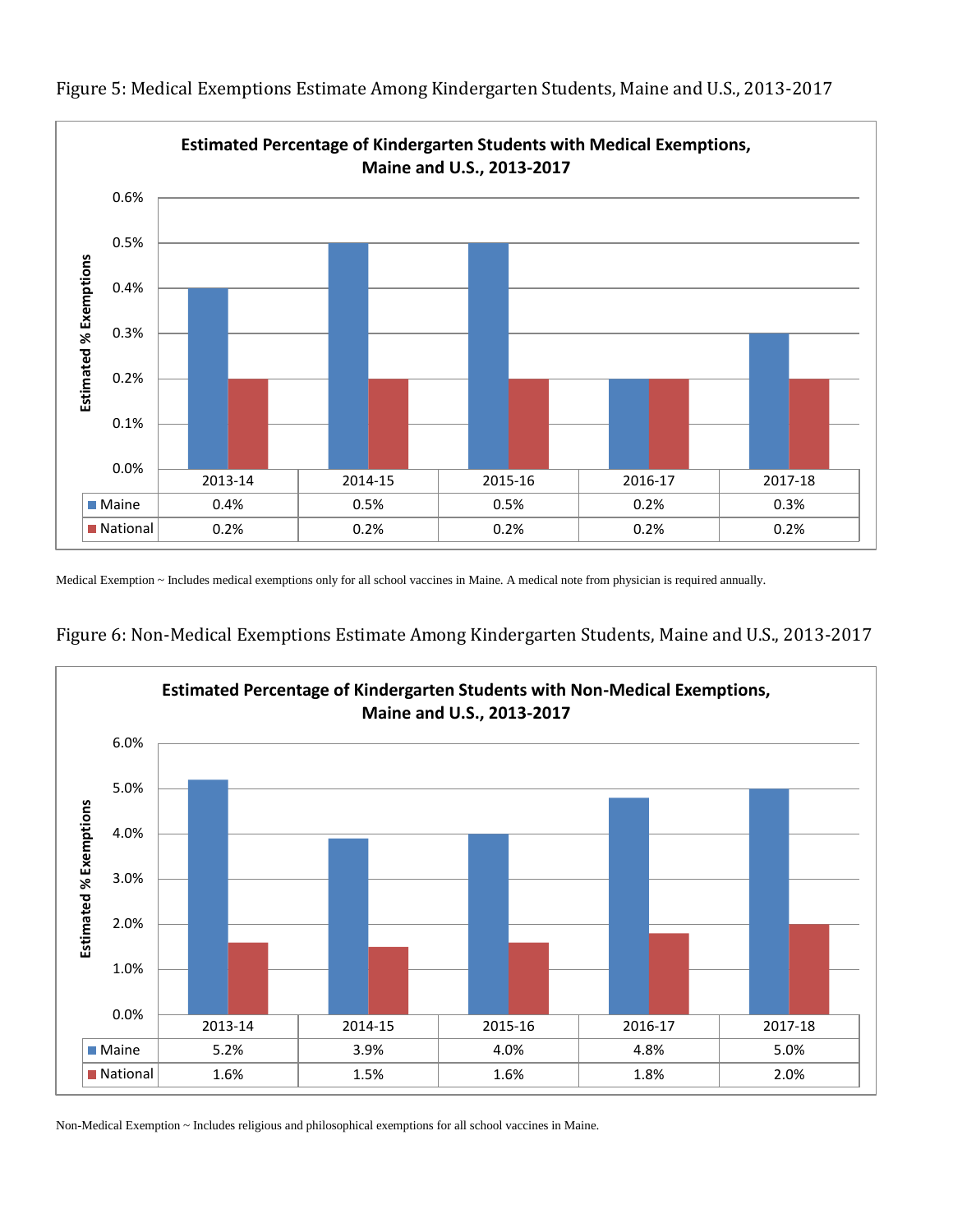Figure 5: Medical Exemptions Estimate Among Kindergarten Students, Maine and U.S., 2013-2017

**Estimated Percentage of Kindergarten Students with Medical Exemptions, Maine and U.S., 2013-2017**

Estimated % Exemptions

0.6%
0.5%
0.4%
0.3%
0.2%
0.1%
0.0%

2013-14 2014-15 2015-16 2016-17 2017-18

Maine 0.4% 0.5% 0.5% 0.2% 0.3%

National 0.2% 0.2% 0.2% 0.2% 0.2%

Medical Exemption ~ Includes medical exemptions only for all school vaccines in Maine. A medical note from physician is required annually.

Figure 6: Non-Medical Exemptions Estimate Among Kindergarten Students, Maine and U.S., 2013-2017

**Estimated Percentage of Kindergarten Students with Non-Medical Exemptions, Maine and U.S., 2013-2017**

Estimated % Exemptions

6.0%
5.0%
4.0%
3.0%
2.0%
1.0%
0.0%

2013-14 2014-15 2015-16 2016-17 2017-18

Maine 5.2% 3.9% 4.0% 4.8% 5.0%

National 1.6% 1.5% 1.6% 1.8% 2.0%

Non-Medical Exemption ~ Includes religious and philosophical exemptions for all school vaccines in Maine.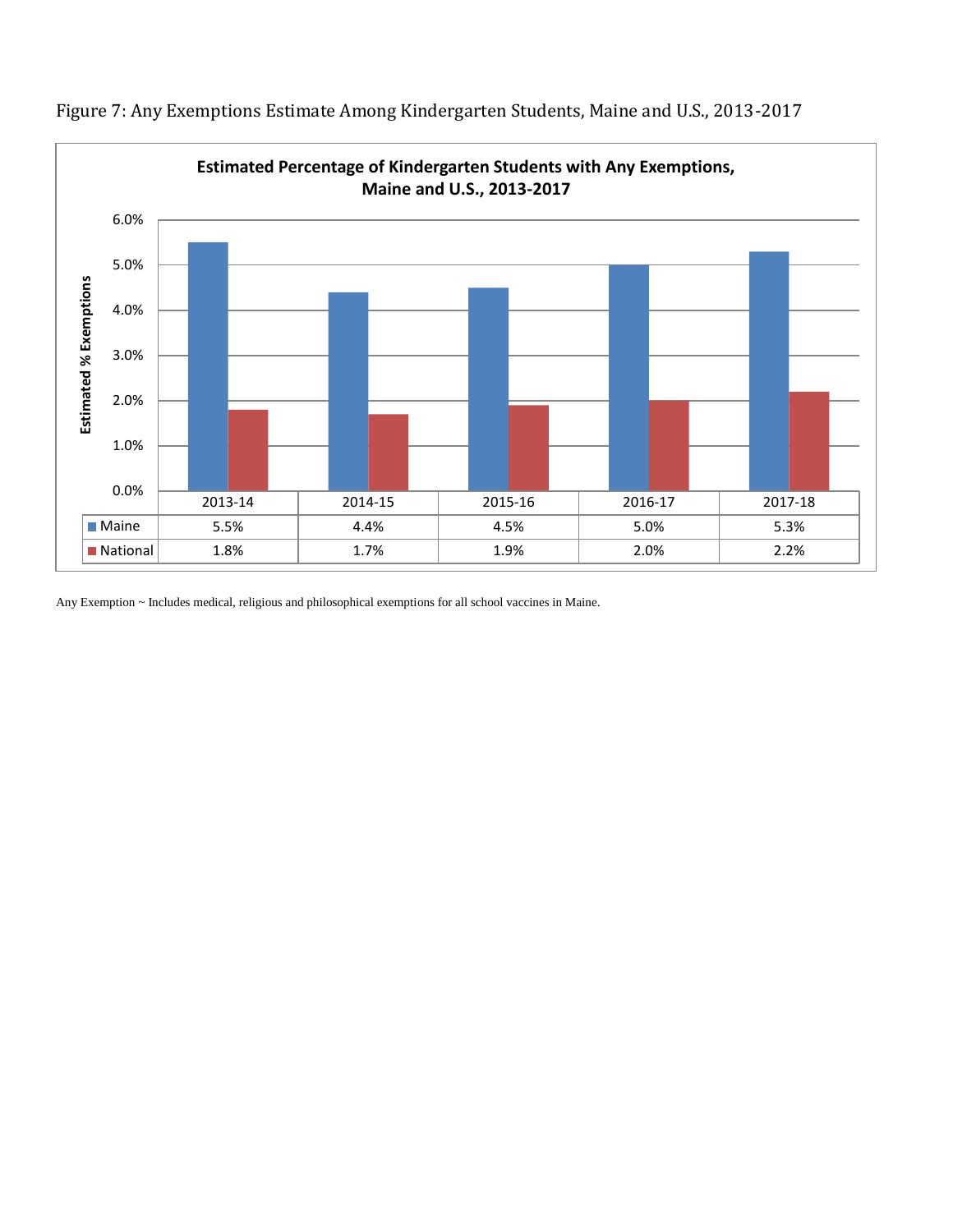Figure 7: Any Exemptions Estimate Among Kindergarten Students, Maine and U.S., 2013-2017

**Estimated Percentage of Kindergarten Students with Any Exemptions, Maine and U.S., 2013-2017**

Estimated % Exemptions

6.0%
5.0%
4.0%
3.0%
2.0%
1.0%
0.0%

2013-14 2014-15 2015-16 2016-17 2017-18

Maine 5.5% 4.4% 4.5% 5.0% 5.3%

National 1.8% 1.7% 1.9% 2.0% 2.2%

Any Exemption ~ Includes medical, religious and philosophical exemptions for all school vaccines in Maine.